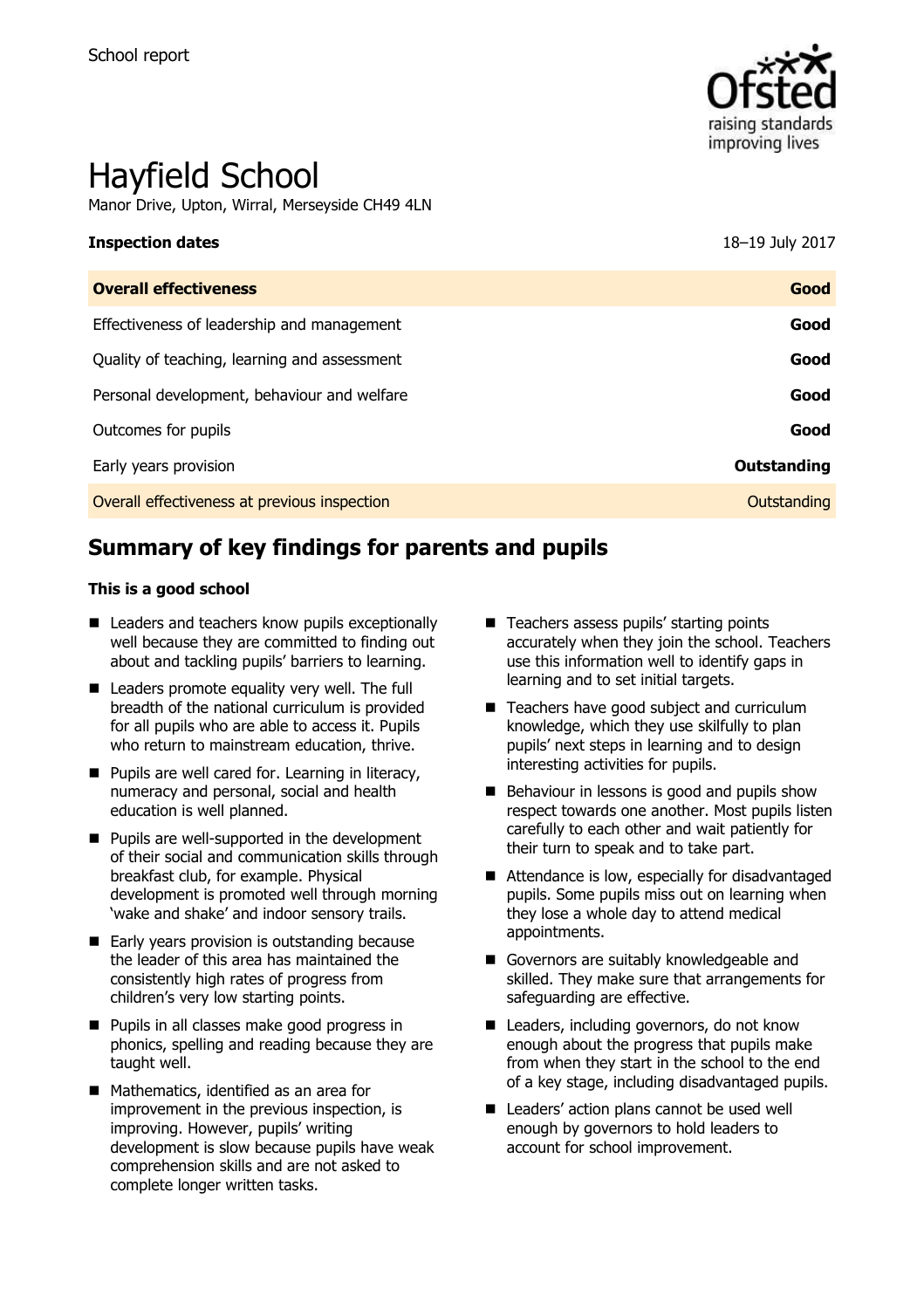School report

# Hayfield School

Manor Drive, Upton, Wirral, Merseyside CH49 4LN

| **Inspection dates** | 18–19 July 2017 |
|---|---|
| **Overall effectiveness** | **Good** |
| Effectiveness of leadership and management | **Good** |
| Quality of teaching, learning and assessment | **Good** |
| Personal development, behaviour and welfare | **Good** |
| Outcomes for pupils | **Good** |
| Early years provision | **Outstanding** |
| Overall effectiveness at previous inspection | Outstanding |

## Summary of key findings for parents and pupils

**This is a good school**

- Leaders and teachers know pupils exceptionally well because they are committed to finding out about and tackling pupils' barriers to learning.
- Leaders promote equality very well. The full breadth of the national curriculum is provided for all pupils who are able to access it. Pupils who return to mainstream education, thrive.
- Pupils are well cared for. Learning in literacy, numeracy and personal, social and health education is well planned.
- Pupils are well-supported in the development of their social and communication skills through breakfast club, for example. Physical development is promoted well through morning 'wake and shake' and indoor sensory trails.
- Early years provision is outstanding because the leader of this area has maintained the consistently high rates of progress from children's very low starting points.
- Pupils in all classes make good progress in phonics, spelling and reading because they are taught well.
- Mathematics, identified as an area for improvement in the previous inspection, is improving. However, pupils' writing development is slow because pupils have weak comprehension skills and are not asked to complete longer written tasks.
- Teachers assess pupils' starting points accurately when they join the school. Teachers use this information well to identify gaps in learning and to set initial targets.
- Teachers have good subject and curriculum knowledge, which they use skilfully to plan pupils' next steps in learning and to design interesting activities for pupils.
- Behaviour in lessons is good and pupils show respect towards one another. Most pupils listen carefully to each other and wait patiently for their turn to speak and to take part.
- Attendance is low, especially for disadvantaged pupils. Some pupils miss out on learning when they lose a whole day to attend medical appointments.
- Governors are suitably knowledgeable and skilled. They make sure that arrangements for safeguarding are effective.
- Leaders, including governors, do not know enough about the progress that pupils make from when they start in the school to the end of a key stage, including disadvantaged pupils.
- Leaders' action plans cannot be used well enough by governors to hold leaders to account for school improvement.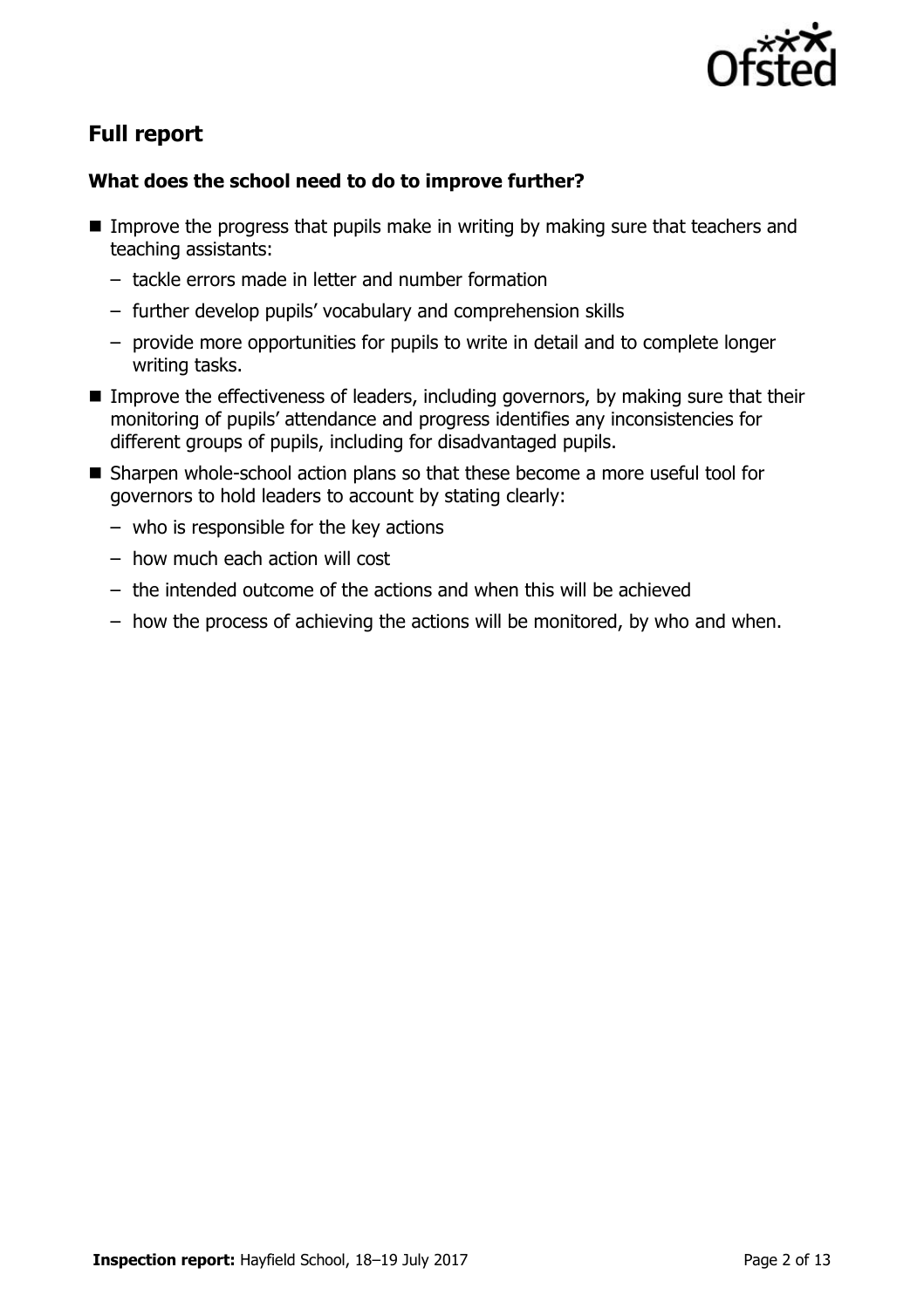## Full report

### What does the school need to do to improve further?

- Improve the progress that pupils make in writing by making sure that teachers and teaching assistants:
  - tackle errors made in letter and number formation
  - further develop pupils' vocabulary and comprehension skills
  - provide more opportunities for pupils to write in detail and to complete longer writing tasks.
- Improve the effectiveness of leaders, including governors, by making sure that their monitoring of pupils' attendance and progress identifies any inconsistencies for different groups of pupils, including for disadvantaged pupils.
- Sharpen whole-school action plans so that these become a more useful tool for governors to hold leaders to account by stating clearly:
  - who is responsible for the key actions
  - how much each action will cost
  - the intended outcome of the actions and when this will be achieved
  - how the process of achieving the actions will be monitored, by who and when.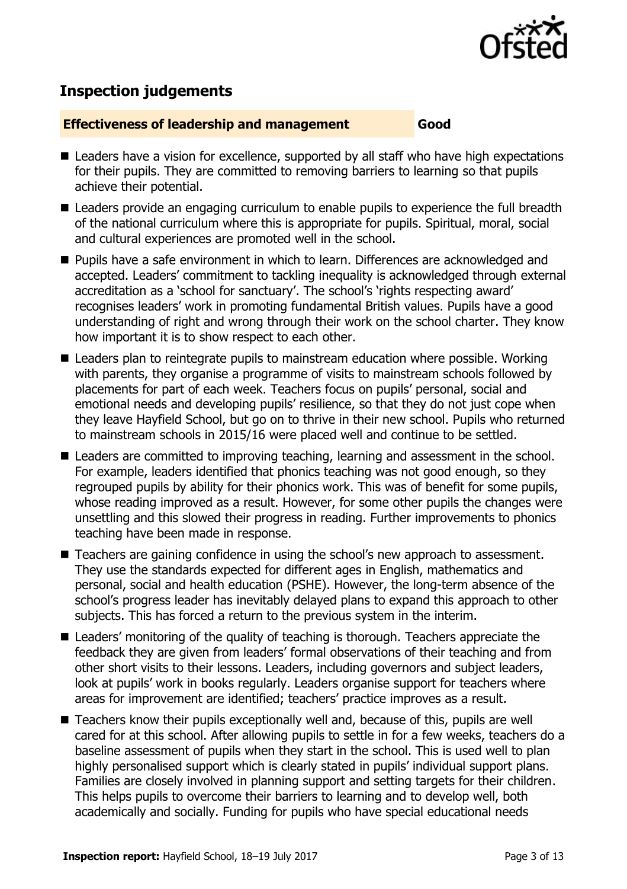## Inspection judgements

**Effectiveness of leadership and management** **Good**

- Leaders have a vision for excellence, supported by all staff who have high expectations for their pupils. They are committed to removing barriers to learning so that pupils achieve their potential.
- Leaders provide an engaging curriculum to enable pupils to experience the full breadth of the national curriculum where this is appropriate for pupils. Spiritual, moral, social and cultural experiences are promoted well in the school.
- Pupils have a safe environment in which to learn. Differences are acknowledged and accepted. Leaders' commitment to tackling inequality is acknowledged through external accreditation as a 'school for sanctuary'. The school's 'rights respecting award' recognises leaders' work in promoting fundamental British values. Pupils have a good understanding of right and wrong through their work on the school charter. They know how important it is to show respect to each other.
- Leaders plan to reintegrate pupils to mainstream education where possible. Working with parents, they organise a programme of visits to mainstream schools followed by placements for part of each week. Teachers focus on pupils' personal, social and emotional needs and developing pupils' resilience, so that they do not just cope when they leave Hayfield School, but go on to thrive in their new school. Pupils who returned to mainstream schools in 2015/16 were placed well and continue to be settled.
- Leaders are committed to improving teaching, learning and assessment in the school. For example, leaders identified that phonics teaching was not good enough, so they regrouped pupils by ability for their phonics work. This was of benefit for some pupils, whose reading improved as a result. However, for some other pupils the changes were unsettling and this slowed their progress in reading. Further improvements to phonics teaching have been made in response.
- Teachers are gaining confidence in using the school's new approach to assessment. They use the standards expected for different ages in English, mathematics and personal, social and health education (PSHE). However, the long-term absence of the school's progress leader has inevitably delayed plans to expand this approach to other subjects. This has forced a return to the previous system in the interim.
- Leaders' monitoring of the quality of teaching is thorough. Teachers appreciate the feedback they are given from leaders' formal observations of their teaching and from other short visits to their lessons. Leaders, including governors and subject leaders, look at pupils' work in books regularly. Leaders organise support for teachers where areas for improvement are identified; teachers' practice improves as a result.
- Teachers know their pupils exceptionally well and, because of this, pupils are well cared for at this school. After allowing pupils to settle in for a few weeks, teachers do a baseline assessment of pupils when they start in the school. This is used well to plan highly personalised support which is clearly stated in pupils' individual support plans. Families are closely involved in planning support and setting targets for their children. This helps pupils to overcome their barriers to learning and to develop well, both academically and socially. Funding for pupils who have special educational needs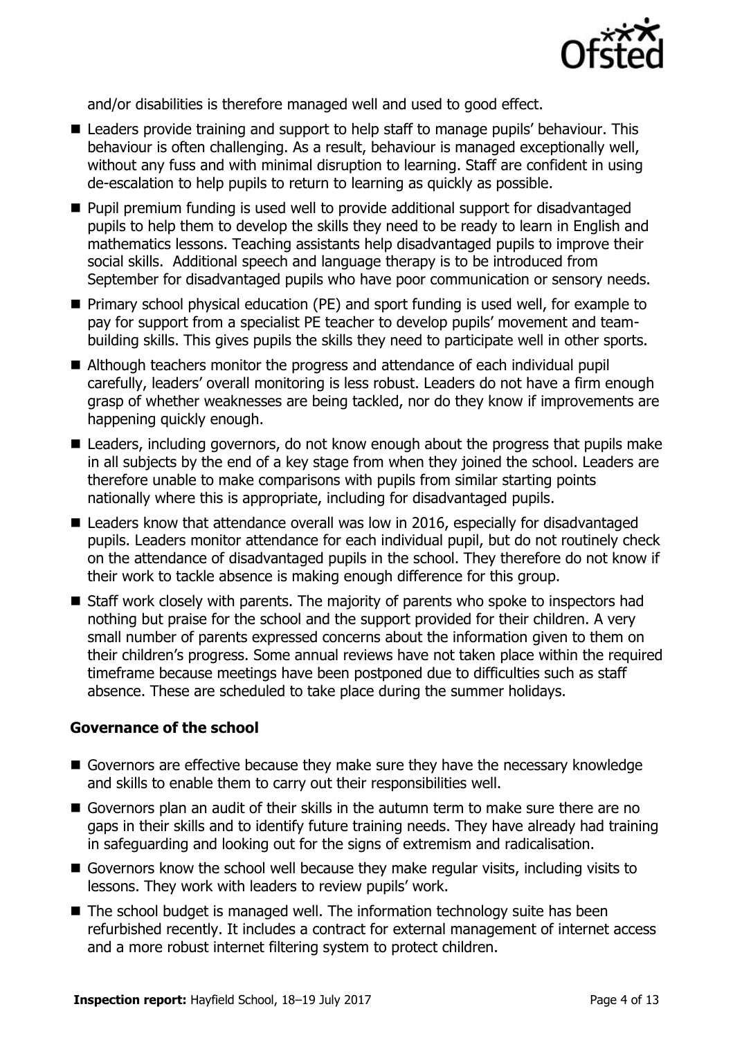and/or disabilities is therefore managed well and used to good effect.

- Leaders provide training and support to help staff to manage pupils' behaviour. This behaviour is often challenging. As a result, behaviour is managed exceptionally well, without any fuss and with minimal disruption to learning. Staff are confident in using de-escalation to help pupils to return to learning as quickly as possible.
- Pupil premium funding is used well to provide additional support for disadvantaged pupils to help them to develop the skills they need to be ready to learn in English and mathematics lessons. Teaching assistants help disadvantaged pupils to improve their social skills. Additional speech and language therapy is to be introduced from September for disadvantaged pupils who have poor communication or sensory needs.
- Primary school physical education (PE) and sport funding is used well, for example to pay for support from a specialist PE teacher to develop pupils' movement and team-building skills. This gives pupils the skills they need to participate well in other sports.
- Although teachers monitor the progress and attendance of each individual pupil carefully, leaders' overall monitoring is less robust. Leaders do not have a firm enough grasp of whether weaknesses are being tackled, nor do they know if improvements are happening quickly enough.
- Leaders, including governors, do not know enough about the progress that pupils make in all subjects by the end of a key stage from when they joined the school. Leaders are therefore unable to make comparisons with pupils from similar starting points nationally where this is appropriate, including for disadvantaged pupils.
- Leaders know that attendance overall was low in 2016, especially for disadvantaged pupils. Leaders monitor attendance for each individual pupil, but do not routinely check on the attendance of disadvantaged pupils in the school. They therefore do not know if their work to tackle absence is making enough difference for this group.
- Staff work closely with parents. The majority of parents who spoke to inspectors had nothing but praise for the school and the support provided for their children. A very small number of parents expressed concerns about the information given to them on their children's progress. Some annual reviews have not taken place within the required timeframe because meetings have been postponed due to difficulties such as staff absence. These are scheduled to take place during the summer holidays.

### Governance of the school

- Governors are effective because they make sure they have the necessary knowledge and skills to enable them to carry out their responsibilities well.
- Governors plan an audit of their skills in the autumn term to make sure there are no gaps in their skills and to identify future training needs. They have already had training in safeguarding and looking out for the signs of extremism and radicalisation.
- Governors know the school well because they make regular visits, including visits to lessons. They work with leaders to review pupils' work.
- The school budget is managed well. The information technology suite has been refurbished recently. It includes a contract for external management of internet access and a more robust internet filtering system to protect children.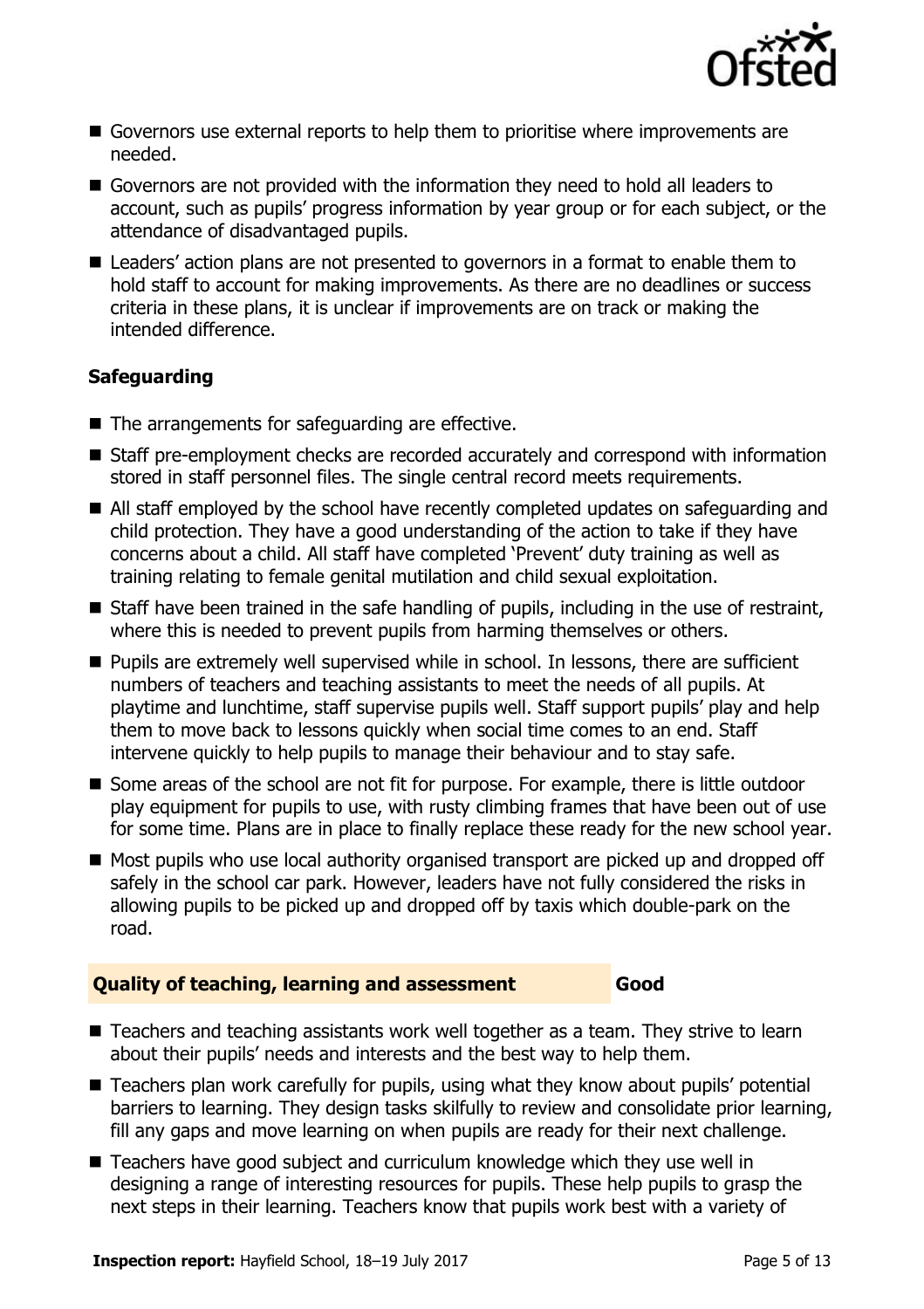- Governors use external reports to help them to prioritise where improvements are needed.
- Governors are not provided with the information they need to hold all leaders to account, such as pupils' progress information by year group or for each subject, or the attendance of disadvantaged pupils.
- Leaders' action plans are not presented to governors in a format to enable them to hold staff to account for making improvements. As there are no deadlines or success criteria in these plans, it is unclear if improvements are on track or making the intended difference.

### Safeguarding

- The arrangements for safeguarding are effective.
- Staff pre-employment checks are recorded accurately and correspond with information stored in staff personnel files. The single central record meets requirements.
- All staff employed by the school have recently completed updates on safeguarding and child protection. They have a good understanding of the action to take if they have concerns about a child. All staff have completed 'Prevent' duty training as well as training relating to female genital mutilation and child sexual exploitation.
- Staff have been trained in the safe handling of pupils, including in the use of restraint, where this is needed to prevent pupils from harming themselves or others.
- Pupils are extremely well supervised while in school. In lessons, there are sufficient numbers of teachers and teaching assistants to meet the needs of all pupils. At playtime and lunchtime, staff supervise pupils well. Staff support pupils' play and help them to move back to lessons quickly when social time comes to an end. Staff intervene quickly to help pupils to manage their behaviour and to stay safe.
- Some areas of the school are not fit for purpose. For example, there is little outdoor play equipment for pupils to use, with rusty climbing frames that have been out of use for some time. Plans are in place to finally replace these ready for the new school year.
- Most pupils who use local authority organised transport are picked up and dropped off safely in the school car park. However, leaders have not fully considered the risks in allowing pupils to be picked up and dropped off by taxis which double-park on the road.

## Quality of teaching, learning and assessment — Good

- Teachers and teaching assistants work well together as a team. They strive to learn about their pupils' needs and interests and the best way to help them.
- Teachers plan work carefully for pupils, using what they know about pupils' potential barriers to learning. They design tasks skilfully to review and consolidate prior learning, fill any gaps and move learning on when pupils are ready for their next challenge.
- Teachers have good subject and curriculum knowledge which they use well in designing a range of interesting resources for pupils. These help pupils to grasp the next steps in their learning. Teachers know that pupils work best with a variety of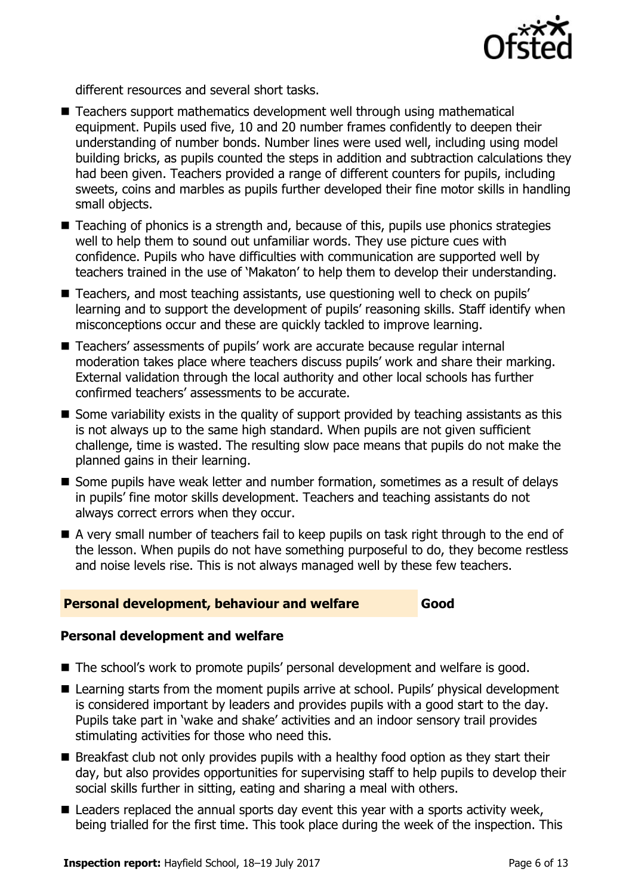different resources and several short tasks.

- Teachers support mathematics development well through using mathematical equipment. Pupils used five, 10 and 20 number frames confidently to deepen their understanding of number bonds. Number lines were used well, including using model building bricks, as pupils counted the steps in addition and subtraction calculations they had been given. Teachers provided a range of different counters for pupils, including sweets, coins and marbles as pupils further developed their fine motor skills in handling small objects.
- Teaching of phonics is a strength and, because of this, pupils use phonics strategies well to help them to sound out unfamiliar words. They use picture cues with confidence. Pupils who have difficulties with communication are supported well by teachers trained in the use of 'Makaton' to help them to develop their understanding.
- Teachers, and most teaching assistants, use questioning well to check on pupils' learning and to support the development of pupils' reasoning skills. Staff identify when misconceptions occur and these are quickly tackled to improve learning.
- Teachers' assessments of pupils' work are accurate because regular internal moderation takes place where teachers discuss pupils' work and share their marking. External validation through the local authority and other local schools has further confirmed teachers' assessments to be accurate.
- Some variability exists in the quality of support provided by teaching assistants as this is not always up to the same high standard. When pupils are not given sufficient challenge, time is wasted. The resulting slow pace means that pupils do not make the planned gains in their learning.
- Some pupils have weak letter and number formation, sometimes as a result of delays in pupils' fine motor skills development. Teachers and teaching assistants do not always correct errors when they occur.
- A very small number of teachers fail to keep pupils on task right through to the end of the lesson. When pupils do not have something purposeful to do, they become restless and noise levels rise. This is not always managed well by these few teachers.

## Personal development, behaviour and welfare — Good

### Personal development and welfare

- The school's work to promote pupils' personal development and welfare is good.
- Learning starts from the moment pupils arrive at school. Pupils' physical development is considered important by leaders and provides pupils with a good start to the day. Pupils take part in 'wake and shake' activities and an indoor sensory trail provides stimulating activities for those who need this.
- Breakfast club not only provides pupils with a healthy food option as they start their day, but also provides opportunities for supervising staff to help pupils to develop their social skills further in sitting, eating and sharing a meal with others.
- Leaders replaced the annual sports day event this year with a sports activity week, being trialled for the first time. This took place during the week of the inspection. This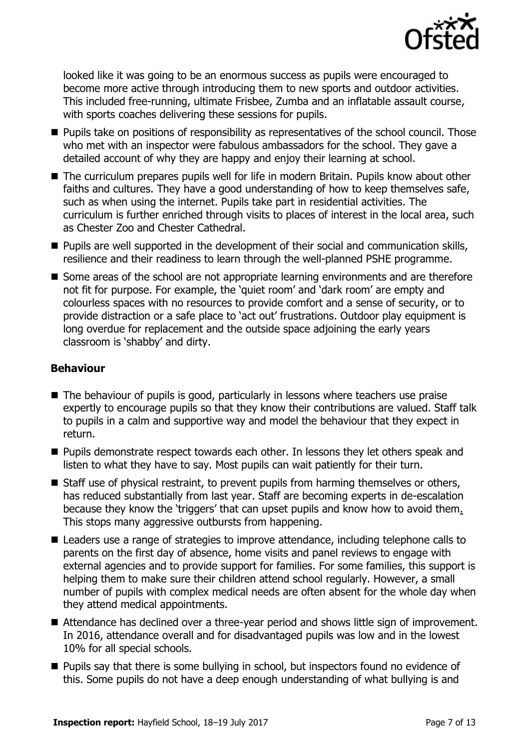looked like it was going to be an enormous success as pupils were encouraged to become more active through introducing them to new sports and outdoor activities. This included free-running, ultimate Frisbee, Zumba and an inflatable assault course, with sports coaches delivering these sessions for pupils.

- Pupils take on positions of responsibility as representatives of the school council. Those who met with an inspector were fabulous ambassadors for the school. They gave a detailed account of why they are happy and enjoy their learning at school.
- The curriculum prepares pupils well for life in modern Britain. Pupils know about other faiths and cultures. They have a good understanding of how to keep themselves safe, such as when using the internet. Pupils take part in residential activities. The curriculum is further enriched through visits to places of interest in the local area, such as Chester Zoo and Chester Cathedral.
- Pupils are well supported in the development of their social and communication skills, resilience and their readiness to learn through the well-planned PSHE programme.
- Some areas of the school are not appropriate learning environments and are therefore not fit for purpose. For example, the 'quiet room' and 'dark room' are empty and colourless spaces with no resources to provide comfort and a sense of security, or to provide distraction or a safe place to 'act out' frustrations. Outdoor play equipment is long overdue for replacement and the outside space adjoining the early years classroom is 'shabby' and dirty.

### Behaviour

- The behaviour of pupils is good, particularly in lessons where teachers use praise expertly to encourage pupils so that they know their contributions are valued. Staff talk to pupils in a calm and supportive way and model the behaviour that they expect in return.
- Pupils demonstrate respect towards each other. In lessons they let others speak and listen to what they have to say. Most pupils can wait patiently for their turn.
- Staff use of physical restraint, to prevent pupils from harming themselves or others, has reduced substantially from last year. Staff are becoming experts in de-escalation because they know the 'triggers' that can upset pupils and know how to avoid them. This stops many aggressive outbursts from happening.
- Leaders use a range of strategies to improve attendance, including telephone calls to parents on the first day of absence, home visits and panel reviews to engage with external agencies and to provide support for families. For some families, this support is helping them to make sure their children attend school regularly. However, a small number of pupils with complex medical needs are often absent for the whole day when they attend medical appointments.
- Attendance has declined over a three-year period and shows little sign of improvement. In 2016, attendance overall and for disadvantaged pupils was low and in the lowest 10% for all special schools.
- Pupils say that there is some bullying in school, but inspectors found no evidence of this. Some pupils do not have a deep enough understanding of what bullying is and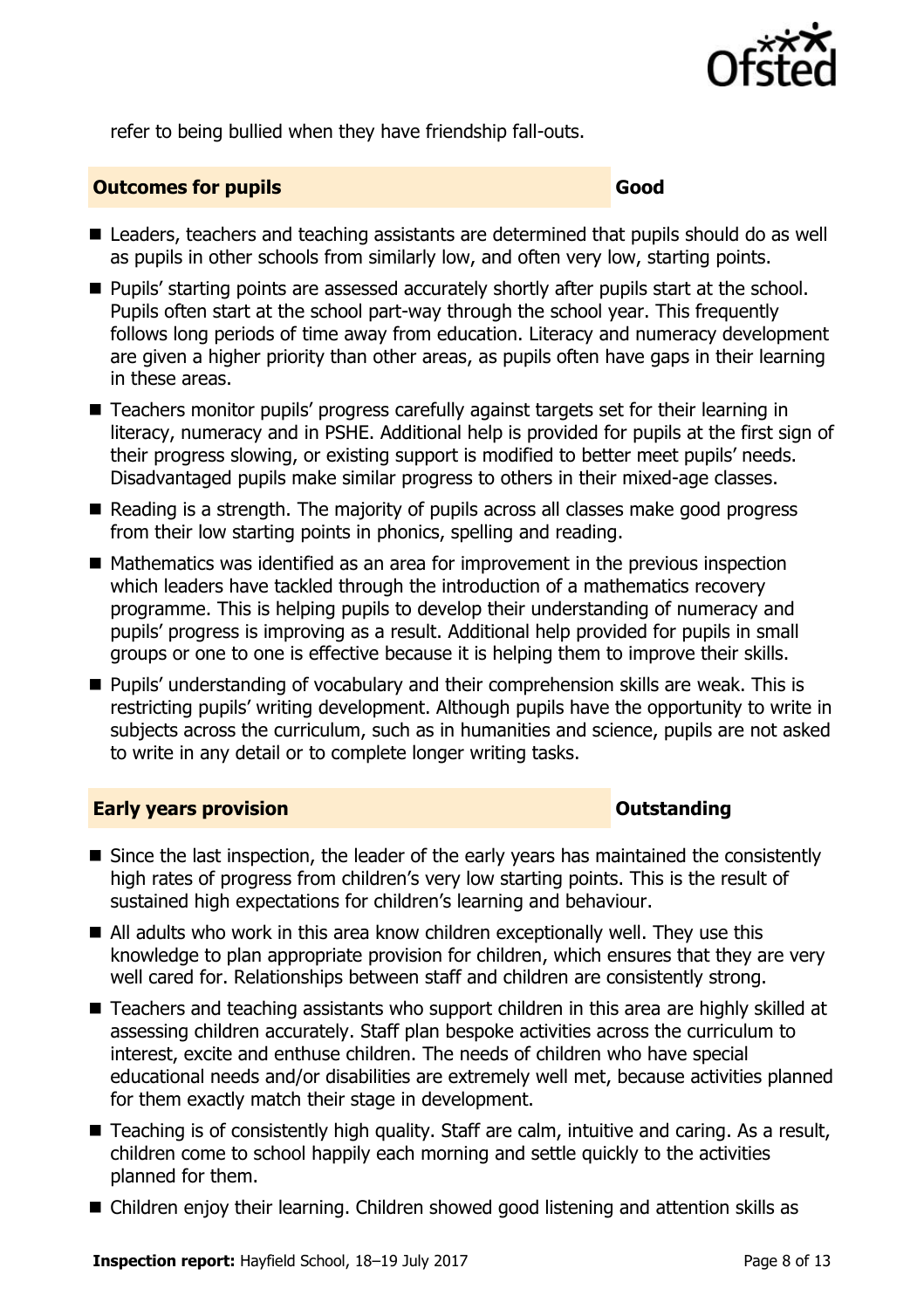refer to being bullied when they have friendship fall-outs.

### Outcomes for pupils — Good

- Leaders, teachers and teaching assistants are determined that pupils should do as well as pupils in other schools from similarly low, and often very low, starting points.
- Pupils' starting points are assessed accurately shortly after pupils start at the school. Pupils often start at the school part-way through the school year. This frequently follows long periods of time away from education. Literacy and numeracy development are given a higher priority than other areas, as pupils often have gaps in their learning in these areas.
- Teachers monitor pupils' progress carefully against targets set for their learning in literacy, numeracy and in PSHE. Additional help is provided for pupils at the first sign of their progress slowing, or existing support is modified to better meet pupils' needs. Disadvantaged pupils make similar progress to others in their mixed-age classes.
- Reading is a strength. The majority of pupils across all classes make good progress from their low starting points in phonics, spelling and reading.
- Mathematics was identified as an area for improvement in the previous inspection which leaders have tackled through the introduction of a mathematics recovery programme. This is helping pupils to develop their understanding of numeracy and pupils' progress is improving as a result. Additional help provided for pupils in small groups or one to one is effective because it is helping them to improve their skills.
- Pupils' understanding of vocabulary and their comprehension skills are weak. This is restricting pupils' writing development. Although pupils have the opportunity to write in subjects across the curriculum, such as in humanities and science, pupils are not asked to write in any detail or to complete longer writing tasks.

### Early years provision — Outstanding

- Since the last inspection, the leader of the early years has maintained the consistently high rates of progress from children's very low starting points. This is the result of sustained high expectations for children's learning and behaviour.
- All adults who work in this area know children exceptionally well. They use this knowledge to plan appropriate provision for children, which ensures that they are very well cared for. Relationships between staff and children are consistently strong.
- Teachers and teaching assistants who support children in this area are highly skilled at assessing children accurately. Staff plan bespoke activities across the curriculum to interest, excite and enthuse children. The needs of children who have special educational needs and/or disabilities are extremely well met, because activities planned for them exactly match their stage in development.
- Teaching is of consistently high quality. Staff are calm, intuitive and caring. As a result, children come to school happily each morning and settle quickly to the activities planned for them.
- Children enjoy their learning. Children showed good listening and attention skills as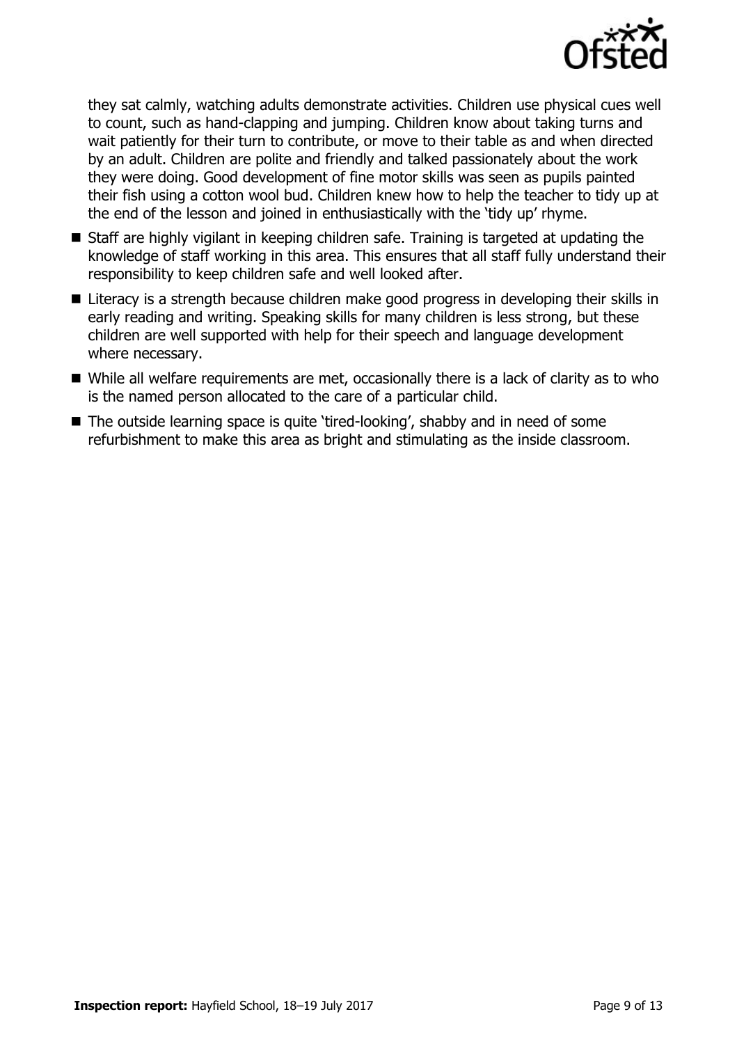they sat calmly, watching adults demonstrate activities. Children use physical cues well to count, such as hand-clapping and jumping. Children know about taking turns and wait patiently for their turn to contribute, or move to their table as and when directed by an adult. Children are polite and friendly and talked passionately about the work they were doing. Good development of fine motor skills was seen as pupils painted their fish using a cotton wool bud. Children knew how to help the teacher to tidy up at the end of the lesson and joined in enthusiastically with the 'tidy up' rhyme.

- Staff are highly vigilant in keeping children safe. Training is targeted at updating the knowledge of staff working in this area. This ensures that all staff fully understand their responsibility to keep children safe and well looked after.
- Literacy is a strength because children make good progress in developing their skills in early reading and writing. Speaking skills for many children is less strong, but these children are well supported with help for their speech and language development where necessary.
- While all welfare requirements are met, occasionally there is a lack of clarity as to who is the named person allocated to the care of a particular child.
- The outside learning space is quite 'tired-looking', shabby and in need of some refurbishment to make this area as bright and stimulating as the inside classroom.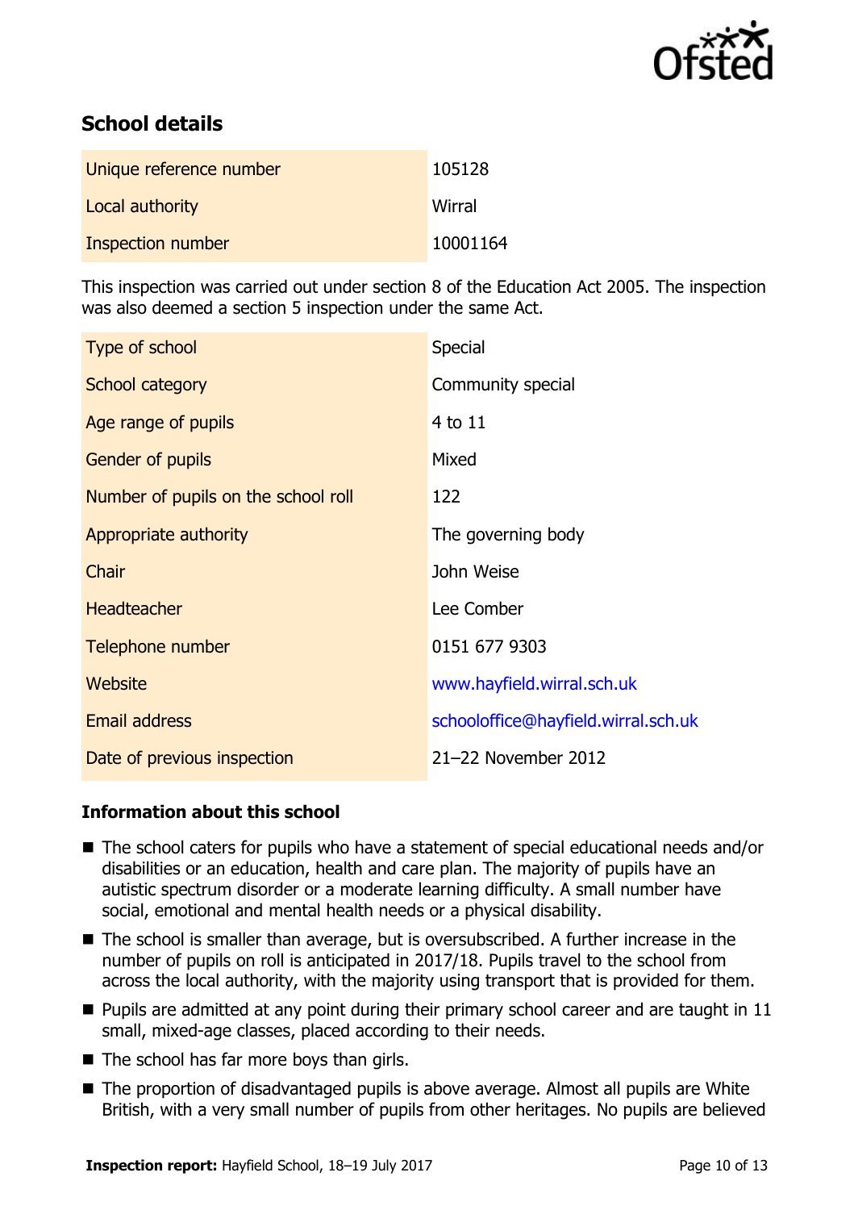## School details

| | |
|---|---|
| Unique reference number | 105128 |
| Local authority | Wirral |
| Inspection number | 10001164 |

This inspection was carried out under section 8 of the Education Act 2005. The inspection was also deemed a section 5 inspection under the same Act.

| | |
|---|---|
| Type of school | Special |
| School category | Community special |
| Age range of pupils | 4 to 11 |
| Gender of pupils | Mixed |
| Number of pupils on the school roll | 122 |
| Appropriate authority | The governing body |
| Chair | John Weise |
| Headteacher | Lee Comber |
| Telephone number | 0151 677 9303 |
| Website | www.hayfield.wirral.sch.uk |
| Email address | schooloffice@hayfield.wirral.sch.uk |
| Date of previous inspection | 21–22 November 2012 |

### Information about this school

- The school caters for pupils who have a statement of special educational needs and/or disabilities or an education, health and care plan. The majority of pupils have an autistic spectrum disorder or a moderate learning difficulty. A small number have social, emotional and mental health needs or a physical disability.
- The school is smaller than average, but is oversubscribed. A further increase in the number of pupils on roll is anticipated in 2017/18. Pupils travel to the school from across the local authority, with the majority using transport that is provided for them.
- Pupils are admitted at any point during their primary school career and are taught in 11 small, mixed-age classes, placed according to their needs.
- The school has far more boys than girls.
- The proportion of disadvantaged pupils is above average. Almost all pupils are White British, with a very small number of pupils from other heritages. No pupils are believed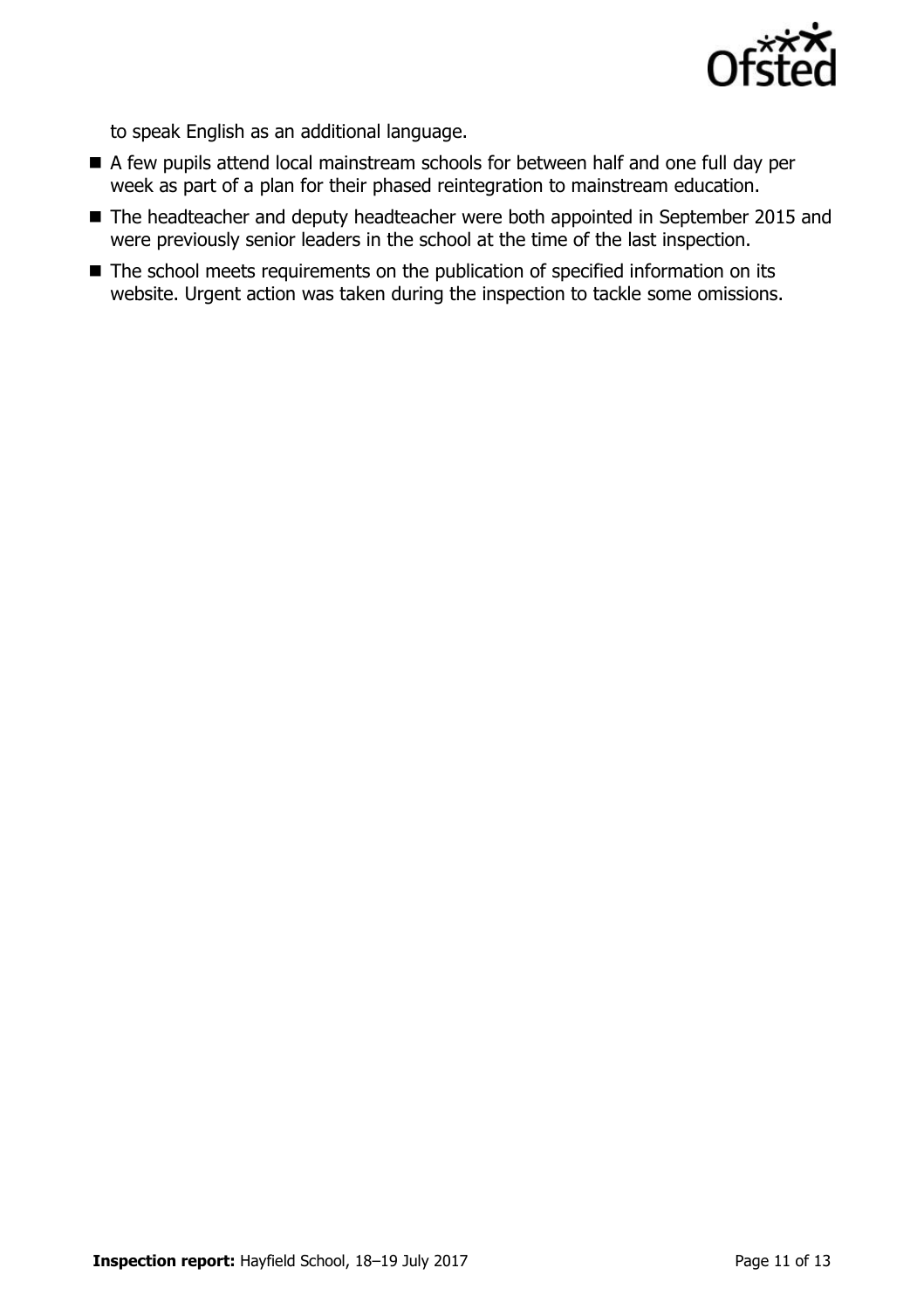to speak English as an additional language.

- A few pupils attend local mainstream schools for between half and one full day per week as part of a plan for their phased reintegration to mainstream education.
- The headteacher and deputy headteacher were both appointed in September 2015 and were previously senior leaders in the school at the time of the last inspection.
- The school meets requirements on the publication of specified information on its website. Urgent action was taken during the inspection to tackle some omissions.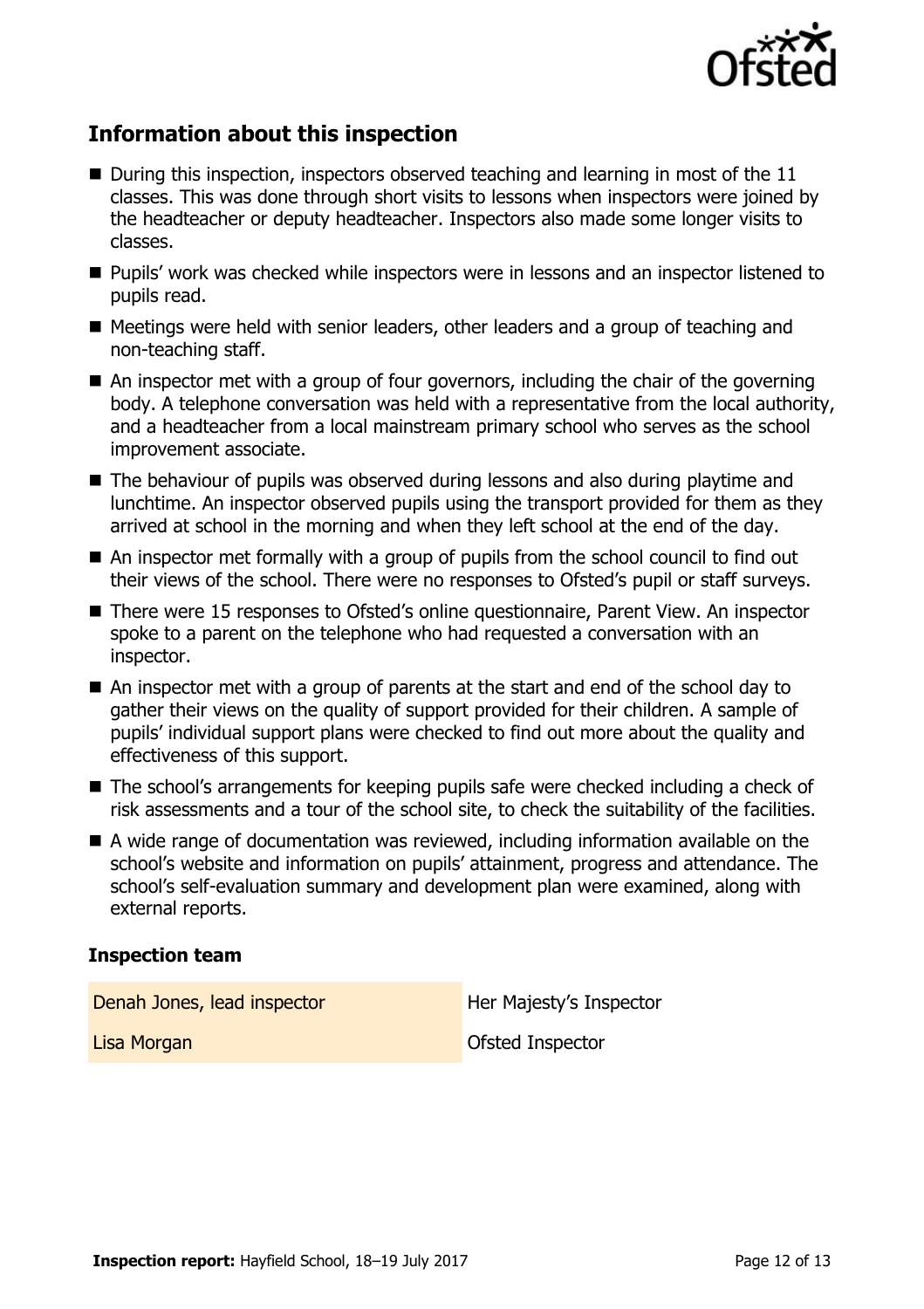## Information about this inspection

- During this inspection, inspectors observed teaching and learning in most of the 11 classes. This was done through short visits to lessons when inspectors were joined by the headteacher or deputy headteacher. Inspectors also made some longer visits to classes.
- Pupils' work was checked while inspectors were in lessons and an inspector listened to pupils read.
- Meetings were held with senior leaders, other leaders and a group of teaching and non-teaching staff.
- An inspector met with a group of four governors, including the chair of the governing body. A telephone conversation was held with a representative from the local authority, and a headteacher from a local mainstream primary school who serves as the school improvement associate.
- The behaviour of pupils was observed during lessons and also during playtime and lunchtime. An inspector observed pupils using the transport provided for them as they arrived at school in the morning and when they left school at the end of the day.
- An inspector met formally with a group of pupils from the school council to find out their views of the school. There were no responses to Ofsted's pupil or staff surveys.
- There were 15 responses to Ofsted's online questionnaire, Parent View. An inspector spoke to a parent on the telephone who had requested a conversation with an inspector.
- An inspector met with a group of parents at the start and end of the school day to gather their views on the quality of support provided for their children. A sample of pupils' individual support plans were checked to find out more about the quality and effectiveness of this support.
- The school's arrangements for keeping pupils safe were checked including a check of risk assessments and a tour of the school site, to check the suitability of the facilities.
- A wide range of documentation was reviewed, including information available on the school's website and information on pupils' attainment, progress and attendance. The school's self-evaluation summary and development plan were examined, along with external reports.

### Inspection team

| | |
|---|---|
| Denah Jones, lead inspector | Her Majesty's Inspector |
| Lisa Morgan | Ofsted Inspector |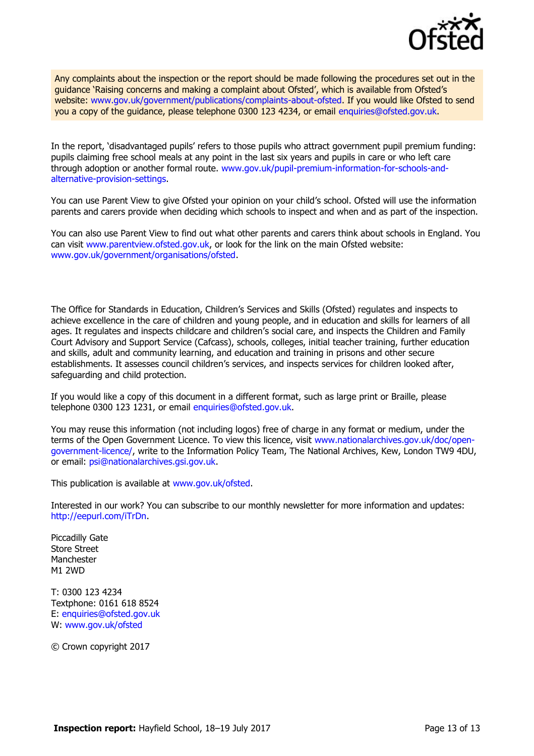Any complaints about the inspection or the report should be made following the procedures set out in the guidance 'Raising concerns and making a complaint about Ofsted', which is available from Ofsted's website: www.gov.uk/government/publications/complaints-about-ofsted. If you would like Ofsted to send you a copy of the guidance, please telephone 0300 123 4234, or email enquiries@ofsted.gov.uk.

In the report, 'disadvantaged pupils' refers to those pupils who attract government pupil premium funding: pupils claiming free school meals at any point in the last six years and pupils in care or who left care through adoption or another formal route. www.gov.uk/pupil-premium-information-for-schools-and-alternative-provision-settings.

You can use Parent View to give Ofsted your opinion on your child's school. Ofsted will use the information parents and carers provide when deciding which schools to inspect and when and as part of the inspection.

You can also use Parent View to find out what other parents and carers think about schools in England. You can visit www.parentview.ofsted.gov.uk, or look for the link on the main Ofsted website: www.gov.uk/government/organisations/ofsted.

The Office for Standards in Education, Children's Services and Skills (Ofsted) regulates and inspects to achieve excellence in the care of children and young people, and in education and skills for learners of all ages. It regulates and inspects childcare and children's social care, and inspects the Children and Family Court Advisory and Support Service (Cafcass), schools, colleges, initial teacher training, further education and skills, adult and community learning, and education and training in prisons and other secure establishments. It assesses council children's services, and inspects services for children looked after, safeguarding and child protection.

If you would like a copy of this document in a different format, such as large print or Braille, please telephone 0300 123 1231, or email enquiries@ofsted.gov.uk.

You may reuse this information (not including logos) free of charge in any format or medium, under the terms of the Open Government Licence. To view this licence, visit www.nationalarchives.gov.uk/doc/open-government-licence/, write to the Information Policy Team, The National Archives, Kew, London TW9 4DU, or email: psi@nationalarchives.gsi.gov.uk.

This publication is available at www.gov.uk/ofsted.

Interested in our work? You can subscribe to our monthly newsletter for more information and updates: http://eepurl.com/iTrDn.

Piccadilly Gate
Store Street
Manchester
M1 2WD

T: 0300 123 4234
Textphone: 0161 618 8524
E: enquiries@ofsted.gov.uk
W: www.gov.uk/ofsted

© Crown copyright 2017